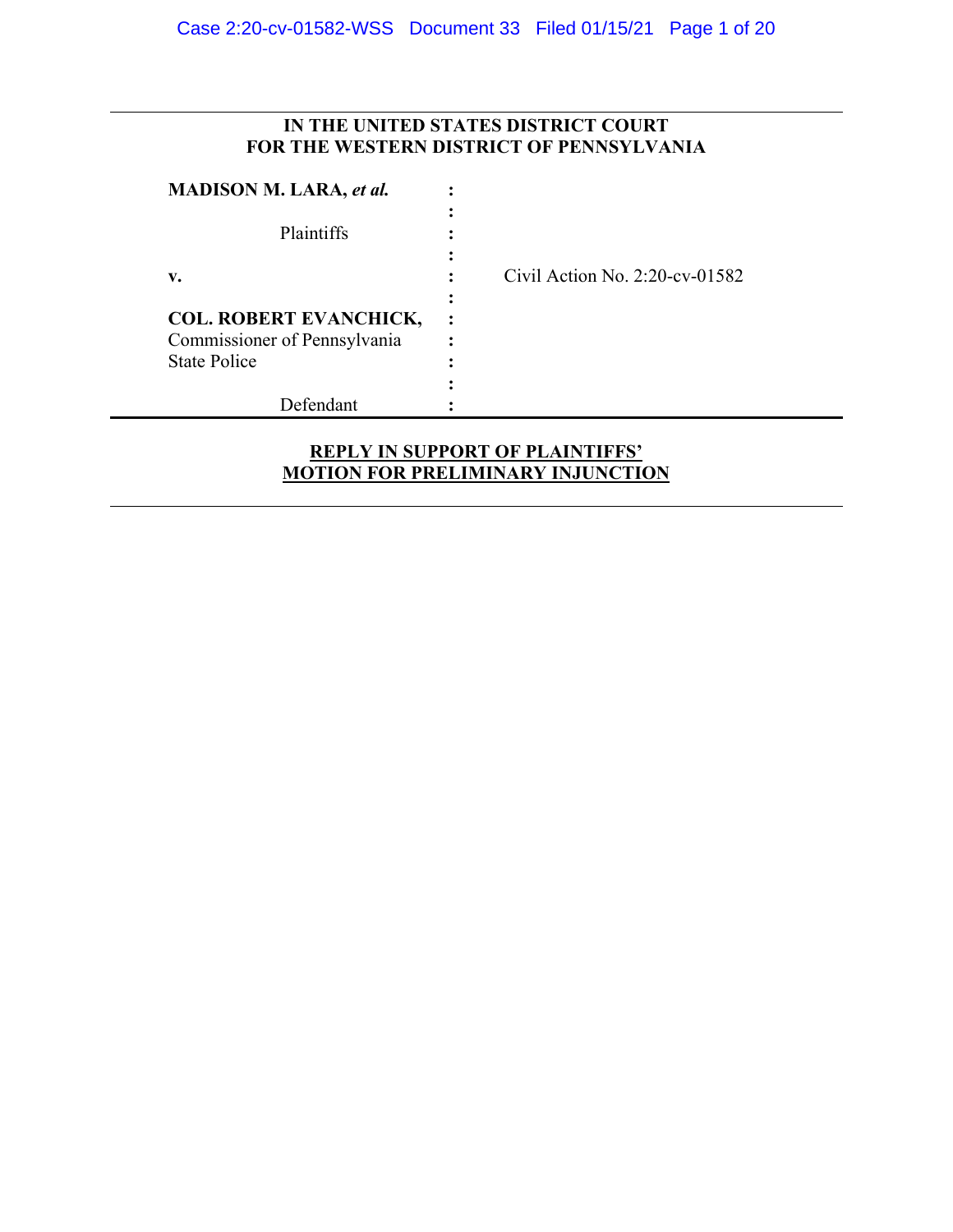**IN THE UNITED STATES DISTRICT COURT**
**FOR THE WESTERN DISTRICT OF PENNSYLVANIA**

| | | |
|---|---|---|
| **MADISON M. LARA,** ***et al.*** | : | |
| | : | |
| Plaintiffs | : | |
| | : | |
| **v.** | : | Civil Action No. 2:20-cv-01582 |
| | : | |
| **COL. ROBERT EVANCHICK,** | : | |
| Commissioner of Pennsylvania | : | |
| State Police | : | |
| | : | |
| Defendant | : | |

**REPLY IN SUPPORT OF PLAINTIFFS' MOTION FOR PRELIMINARY INJUNCTION**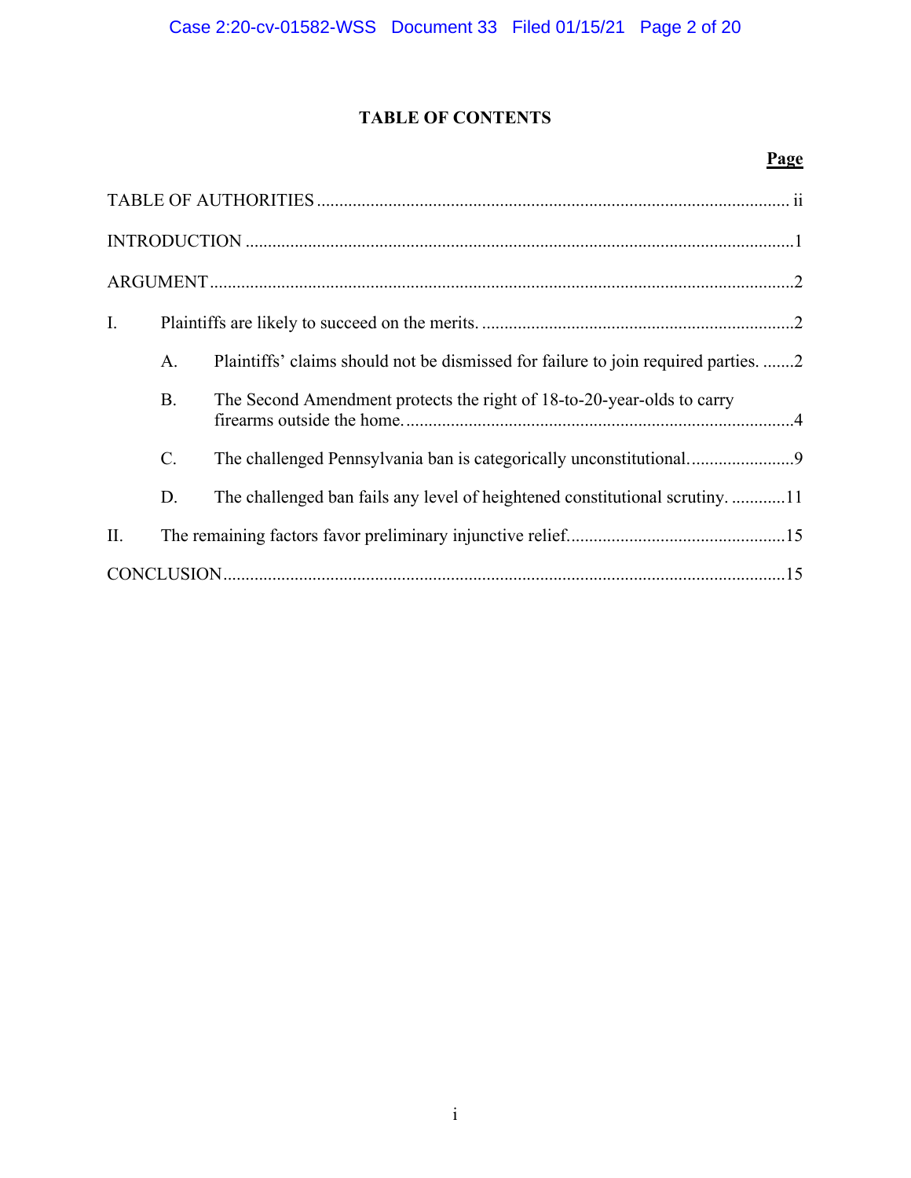# TABLE OF CONTENTS

| | | Page |
|---|---|---|
| TABLE OF AUTHORITIES | | ii |
| INTRODUCTION | | 1 |
| ARGUMENT | | 2 |
| I. | Plaintiffs are likely to succeed on the merits. | 2 |
| | A. Plaintiffs' claims should not be dismissed for failure to join required parties. | 2 |
| | B. The Second Amendment protects the right of 18-to-20-year-olds to carry firearms outside the home. | 4 |
| | C. The challenged Pennsylvania ban is categorically unconstitutional. | 9 |
| | D. The challenged ban fails any level of heightened constitutional scrutiny. | 11 |
| II. | The remaining factors favor preliminary injunctive relief. | 15 |
| CONCLUSION | | 15 |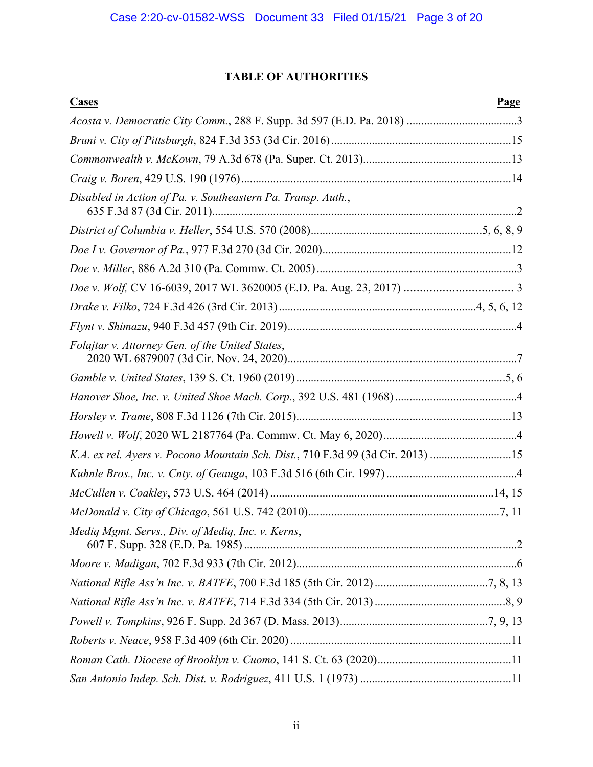## TABLE OF AUTHORITIES

| Cases | Page |
|---|---|
| *Acosta v. Democratic City Comm.*, 288 F. Supp. 3d 597 (E.D. Pa. 2018) | 3 |
| *Bruni v. City of Pittsburgh*, 824 F.3d 353 (3d Cir. 2016) | 15 |
| *Commonwealth v. McKown*, 79 A.3d 678 (Pa. Super. Ct. 2013) | 13 |
| *Craig v. Boren*, 429 U.S. 190 (1976) | 14 |
| *Disabled in Action of Pa. v. Southeastern Pa. Transp. Auth.*, 635 F.3d 87 (3d Cir. 2011) | 2 |
| *District of Columbia v. Heller*, 554 U.S. 570 (2008) | 5, 6, 8, 9 |
| *Doe I v. Governor of Pa.*, 977 F.3d 270 (3d Cir. 2020) | 12 |
| *Doe v. Miller*, 886 A.2d 310 (Pa. Commw. Ct. 2005) | 3 |
| *Doe v. Wolf,* CV 16-6039, 2017 WL 3620005 (E.D. Pa. Aug. 23, 2017) | 3 |
| *Drake v. Filko*, 724 F.3d 426 (3rd Cir. 2013) | 4, 5, 6, 12 |
| *Flynt v. Shimazu*, 940 F.3d 457 (9th Cir. 2019) | 4 |
| *Folajtar v. Attorney Gen. of the United States*, 2020 WL 6879007 (3d Cir. Nov. 24, 2020) | 7 |
| *Gamble v. United States*, 139 S. Ct. 1960 (2019) | 5, 6 |
| *Hanover Shoe, Inc. v. United Shoe Mach. Corp.*, 392 U.S. 481 (1968) | 4 |
| *Horsley v. Trame*, 808 F.3d 1126 (7th Cir. 2015) | 13 |
| *Howell v. Wolf*, 2020 WL 2187764 (Pa. Commw. Ct. May 6, 2020) | 4 |
| *K.A. ex rel. Ayers v. Pocono Mountain Sch. Dist.*, 710 F.3d 99 (3d Cir. 2013) | 15 |
| *Kuhnle Bros., Inc. v. Cnty. of Geauga*, 103 F.3d 516 (6th Cir. 1997) | 4 |
| *McCullen v. Coakley*, 573 U.S. 464 (2014) | 14, 15 |
| *McDonald v. City of Chicago*, 561 U.S. 742 (2010) | 7, 11 |
| *Mediq Mgmt. Servs., Div. of Mediq, Inc. v. Kerns*, 607 F. Supp. 328 (E.D. Pa. 1985) | 2 |
| *Moore v. Madigan*, 702 F.3d 933 (7th Cir. 2012) | 6 |
| *National Rifle Ass'n Inc. v. BATFE*, 700 F.3d 185 (5th Cir. 2012) | 7, 8, 13 |
| *National Rifle Ass'n Inc. v. BATFE*, 714 F.3d 334 (5th Cir. 2013) | 8, 9 |
| *Powell v. Tompkins*, 926 F. Supp. 2d 367 (D. Mass. 2013) | 7, 9, 13 |
| *Roberts v. Neace*, 958 F.3d 409 (6th Cir. 2020) | 11 |
| *Roman Cath. Diocese of Brooklyn v. Cuomo*, 141 S. Ct. 63 (2020) | 11 |
| *San Antonio Indep. Sch. Dist. v. Rodriguez*, 411 U.S. 1 (1973) | 11 |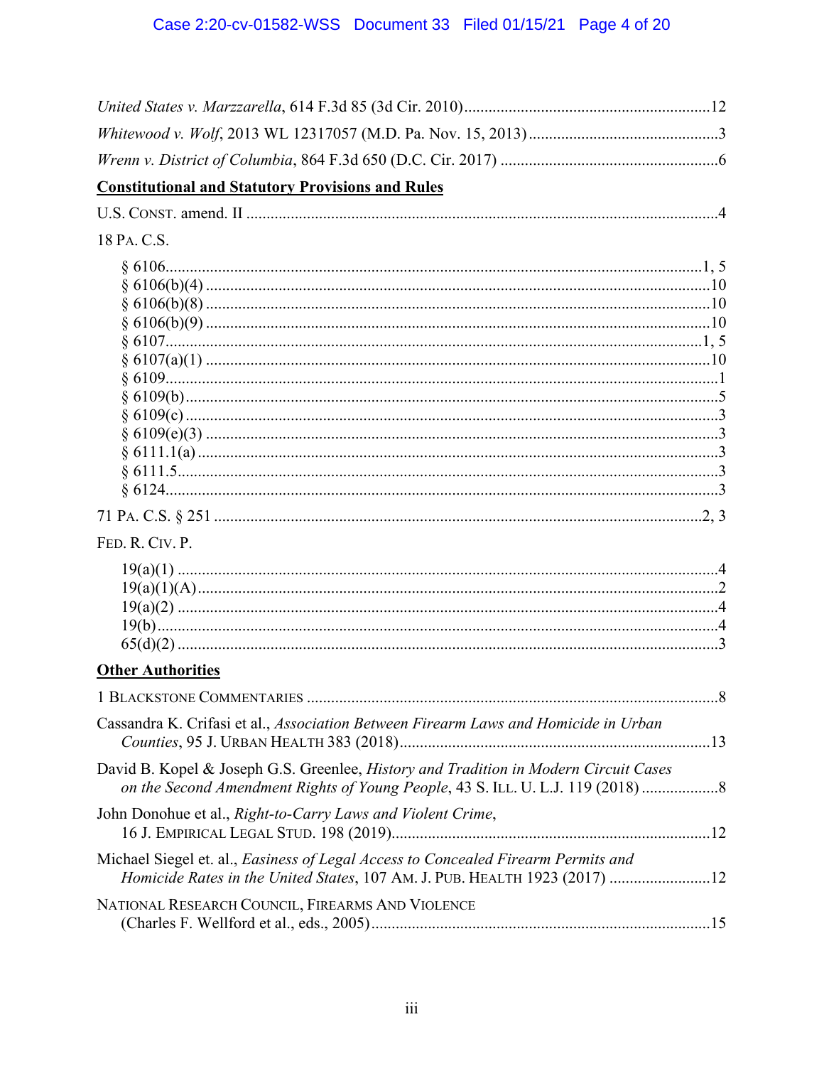*United States v. Marzzarella*, 614 F.3d 85 (3d Cir. 2010)....................................................................12

*Whitewood v. Wolf*, 2013 WL 12317057 (M.D. Pa. Nov. 15, 2013)...............................................3

*Wrenn v. District of Columbia*, 864 F.3d 650 (D.C. Cir. 2017) .....................................................6

**Constitutional and Statutory Provisions and Rules**

U.S. CONST. amend. II ...................................................................................................................4

18 PA. C.S.

- § 6106.................................................................................................................................1, 5
- § 6106(b)(4) ...........................................................................................................................10
- § 6106(b)(8) ...........................................................................................................................10
- § 6106(b)(9) ...........................................................................................................................10
- § 6107...................................................................................................................................1, 5
- § 6107(a)(1) ...........................................................................................................................10
- § 6109.......................................................................................................................................1
- § 6109(b)...................................................................................................................................5
- § 6109(c) ..................................................................................................................................3
- § 6109(e)(3) .............................................................................................................................3
- § 6111.1(a) ...............................................................................................................................3
- § 6111.5....................................................................................................................................3
- § 6124.......................................................................................................................................3

71 PA. C.S. § 251 .........................................................................................................................2, 3

FED. R. CIV. P.

- 19(a)(1) ....................................................................................................................................4
- 19(a)(1)(A)...............................................................................................................................2
- 19(a)(2) ....................................................................................................................................4
- 19(b).........................................................................................................................................4
- 65(d)(2) ....................................................................................................................................3

**Other Authorities**

1 BLACKSTONE COMMENTARIES .....................................................................................................8

Cassandra K. Crifasi et al., *Association Between Firearm Laws and Homicide in Urban Counties*, 95 J. URBAN HEALTH 383 (2018)............................................................................13

David B. Kopel & Joseph G.S. Greenlee, *History and Tradition in Modern Circuit Cases on the Second Amendment Rights of Young People*, 43 S. ILL. U. L.J. 119 (2018) ...................8

John Donohue et al., *Right-to-Carry Laws and Violent Crime*, 16 J. EMPIRICAL LEGAL STUD. 198 (2019).............................................................................12

Michael Siegel et. al., *Easiness of Legal Access to Concealed Firearm Permits and Homicide Rates in the United States*, 107 AM. J. PUB. HEALTH 1923 (2017) .........................12

NATIONAL RESEARCH COUNCIL, FIREARMS AND VIOLENCE (Charles F. Wellford et al., eds., 2005)..................................................................................15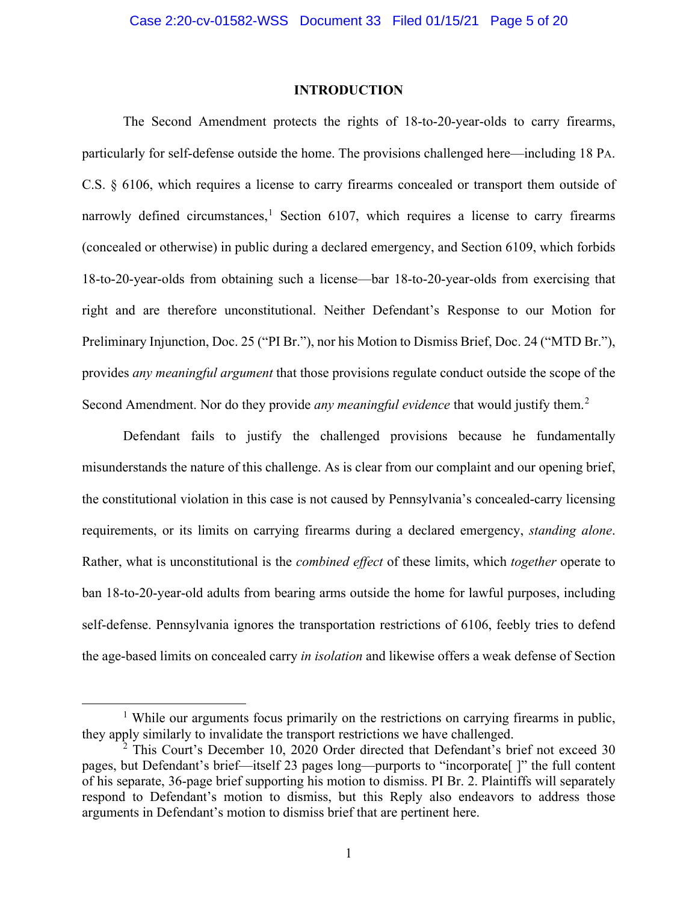## INTRODUCTION

The Second Amendment protects the rights of 18-to-20-year-olds to carry firearms, particularly for self-defense outside the home. The provisions challenged here—including 18 PA. C.S. § 6106, which requires a license to carry firearms concealed or transport them outside of narrowly defined circumstances,[1] Section 6107, which requires a license to carry firearms (concealed or otherwise) in public during a declared emergency, and Section 6109, which forbids 18-to-20-year-olds from obtaining such a license—bar 18-to-20-year-olds from exercising that right and are therefore unconstitutional. Neither Defendant's Response to our Motion for Preliminary Injunction, Doc. 25 ("PI Br."), nor his Motion to Dismiss Brief, Doc. 24 ("MTD Br."), provides *any meaningful argument* that those provisions regulate conduct outside the scope of the Second Amendment. Nor do they provide *any meaningful evidence* that would justify them.[2]

Defendant fails to justify the challenged provisions because he fundamentally misunderstands the nature of this challenge. As is clear from our complaint and our opening brief, the constitutional violation in this case is not caused by Pennsylvania's concealed-carry licensing requirements, or its limits on carrying firearms during a declared emergency, *standing alone*. Rather, what is unconstitutional is the *combined effect* of these limits, which *together* operate to ban 18-to-20-year-old adults from bearing arms outside the home for lawful purposes, including self-defense. Pennsylvania ignores the transportation restrictions of 6106, feebly tries to defend the age-based limits on concealed carry *in isolation* and likewise offers a weak defense of Section

---

[1] While our arguments focus primarily on the restrictions on carrying firearms in public, they apply similarly to invalidate the transport restrictions we have challenged.

[2] This Court's December 10, 2020 Order directed that Defendant's brief not exceed 30 pages, but Defendant's brief—itself 23 pages long—purports to "incorporate[ ]" the full content of his separate, 36-page brief supporting his motion to dismiss. PI Br. 2. Plaintiffs will separately respond to Defendant's motion to dismiss, but this Reply also endeavors to address those arguments in Defendant's motion to dismiss brief that are pertinent here.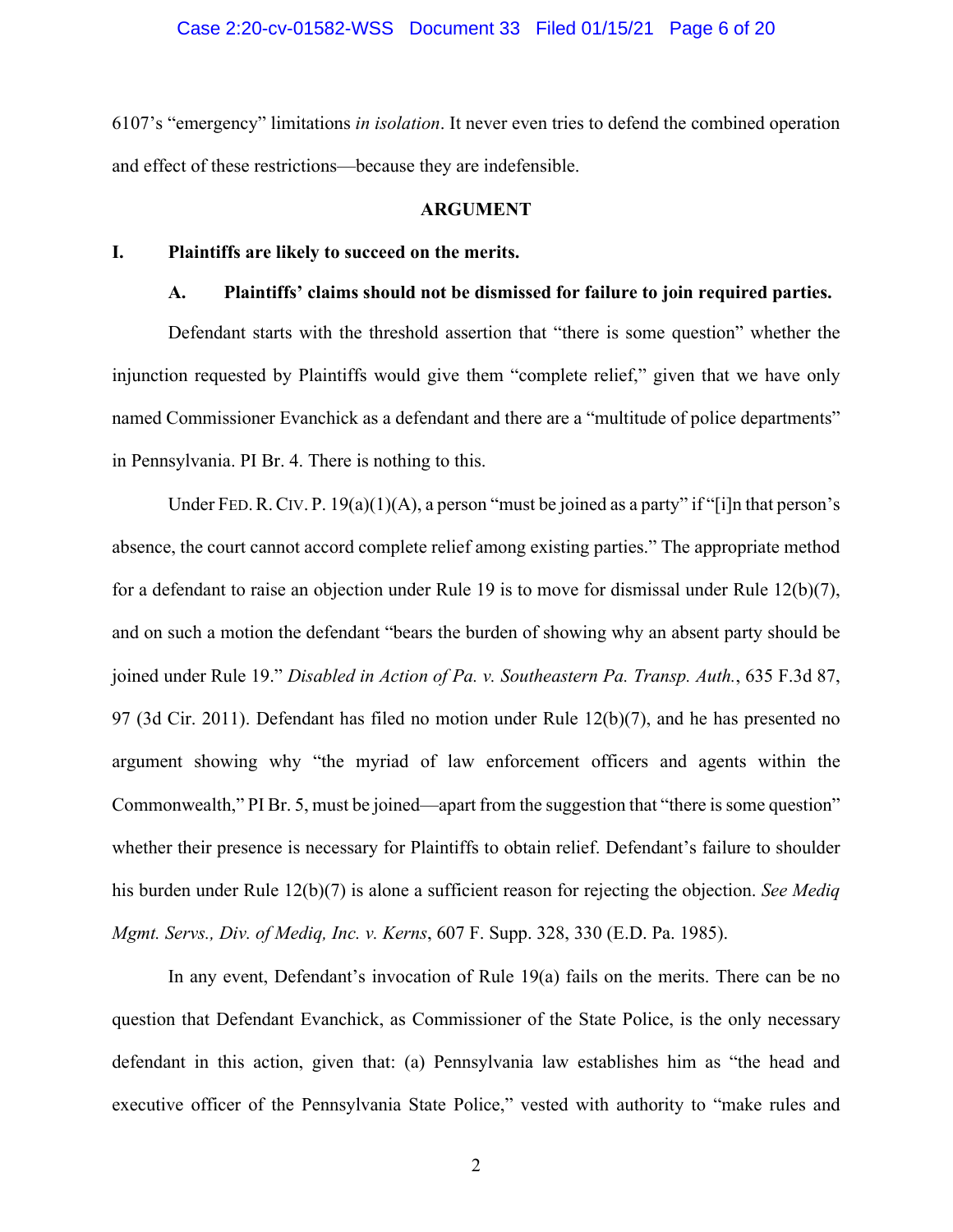6107's "emergency" limitations *in isolation*. It never even tries to defend the combined operation and effect of these restrictions—because they are indefensible.

## ARGUMENT

### I. Plaintiffs are likely to succeed on the merits.

#### A. Plaintiffs' claims should not be dismissed for failure to join required parties.

Defendant starts with the threshold assertion that "there is some question" whether the injunction requested by Plaintiffs would give them "complete relief," given that we have only named Commissioner Evanchick as a defendant and there are a "multitude of police departments" in Pennsylvania. PI Br. 4. There is nothing to this.

Under FED. R. CIV. P. 19(a)(1)(A), a person "must be joined as a party" if "[i]n that person's absence, the court cannot accord complete relief among existing parties." The appropriate method for a defendant to raise an objection under Rule 19 is to move for dismissal under Rule 12(b)(7), and on such a motion the defendant "bears the burden of showing why an absent party should be joined under Rule 19." *Disabled in Action of Pa. v. Southeastern Pa. Transp. Auth.*, 635 F.3d 87, 97 (3d Cir. 2011). Defendant has filed no motion under Rule 12(b)(7), and he has presented no argument showing why "the myriad of law enforcement officers and agents within the Commonwealth," PI Br. 5, must be joined—apart from the suggestion that "there is some question" whether their presence is necessary for Plaintiffs to obtain relief. Defendant's failure to shoulder his burden under Rule 12(b)(7) is alone a sufficient reason for rejecting the objection. *See Mediq Mgmt. Servs., Div. of Mediq, Inc. v. Kerns*, 607 F. Supp. 328, 330 (E.D. Pa. 1985).

In any event, Defendant's invocation of Rule 19(a) fails on the merits. There can be no question that Defendant Evanchick, as Commissioner of the State Police, is the only necessary defendant in this action, given that: (a) Pennsylvania law establishes him as "the head and executive officer of the Pennsylvania State Police," vested with authority to "make rules and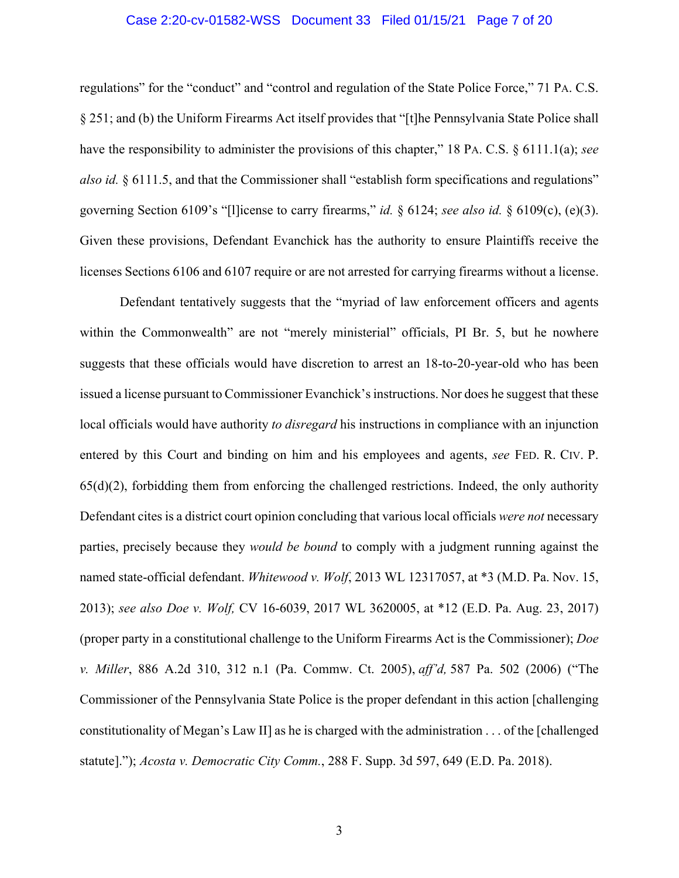regulations" for the "conduct" and "control and regulation of the State Police Force," 71 PA. C.S. § 251; and (b) the Uniform Firearms Act itself provides that "[t]he Pennsylvania State Police shall have the responsibility to administer the provisions of this chapter," 18 PA. C.S. § 6111.1(a); *see also id.* § 6111.5, and that the Commissioner shall "establish form specifications and regulations" governing Section 6109's "[l]icense to carry firearms," *id.* § 6124; *see also id.* § 6109(c), (e)(3). Given these provisions, Defendant Evanchick has the authority to ensure Plaintiffs receive the licenses Sections 6106 and 6107 require or are not arrested for carrying firearms without a license.

Defendant tentatively suggests that the "myriad of law enforcement officers and agents within the Commonwealth" are not "merely ministerial" officials, PI Br. 5, but he nowhere suggests that these officials would have discretion to arrest an 18-to-20-year-old who has been issued a license pursuant to Commissioner Evanchick's instructions. Nor does he suggest that these local officials would have authority *to disregard* his instructions in compliance with an injunction entered by this Court and binding on him and his employees and agents, *see* FED. R. CIV. P. 65(d)(2), forbidding them from enforcing the challenged restrictions. Indeed, the only authority Defendant cites is a district court opinion concluding that various local officials *were not* necessary parties, precisely because they *would be bound* to comply with a judgment running against the named state-official defendant. *Whitewood v. Wolf*, 2013 WL 12317057, at *3 (M.D. Pa. Nov. 15, 2013); *see also Doe v. Wolf,* CV 16-6039, 2017 WL 3620005, at *12 (E.D. Pa. Aug. 23, 2017) (proper party in a constitutional challenge to the Uniform Firearms Act is the Commissioner); *Doe v. Miller*, 886 A.2d 310, 312 n.1 (Pa. Commw. Ct. 2005), *aff'd,* 587 Pa. 502 (2006) ("The Commissioner of the Pennsylvania State Police is the proper defendant in this action [challenging constitutionality of Megan's Law II] as he is charged with the administration . . . of the [challenged statute]."); *Acosta v. Democratic City Comm.*, 288 F. Supp. 3d 597, 649 (E.D. Pa. 2018).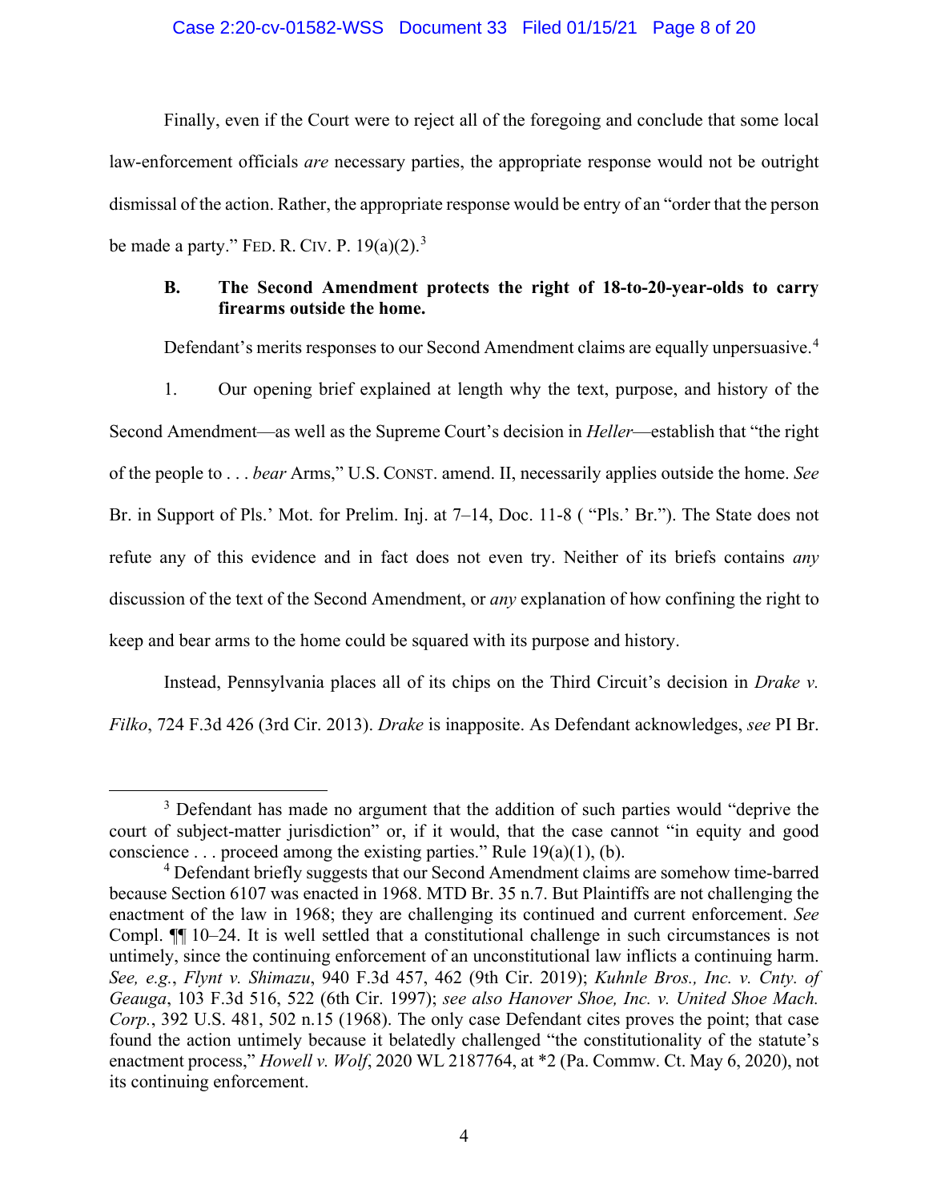Finally, even if the Court were to reject all of the foregoing and conclude that some local law-enforcement officials *are* necessary parties, the appropriate response would not be outright dismissal of the action. Rather, the appropriate response would be entry of an "order that the person be made a party." FED. R. CIV. P. 19(a)(2).[3]

### B. The Second Amendment protects the right of 18-to-20-year-olds to carry firearms outside the home.

Defendant's merits responses to our Second Amendment claims are equally unpersuasive.[4]

1. Our opening brief explained at length why the text, purpose, and history of the Second Amendment—as well as the Supreme Court's decision in *Heller*—establish that "the right of the people to . . . *bear* Arms," U.S. CONST. amend. II, necessarily applies outside the home. *See* Br. in Support of Pls.' Mot. for Prelim. Inj. at 7–14, Doc. 11-8 ( "Pls.' Br."). The State does not refute any of this evidence and in fact does not even try. Neither of its briefs contains *any* discussion of the text of the Second Amendment, or *any* explanation of how confining the right to keep and bear arms to the home could be squared with its purpose and history.

Instead, Pennsylvania places all of its chips on the Third Circuit's decision in *Drake v. Filko*, 724 F.3d 426 (3rd Cir. 2013). *Drake* is inapposite. As Defendant acknowledges, *see* PI Br.

---

[3] Defendant has made no argument that the addition of such parties would "deprive the court of subject-matter jurisdiction" or, if it would, that the case cannot "in equity and good conscience . . . proceed among the existing parties." Rule 19(a)(1), (b).

[4] Defendant briefly suggests that our Second Amendment claims are somehow time-barred because Section 6107 was enacted in 1968. MTD Br. 35 n.7. But Plaintiffs are not challenging the enactment of the law in 1968; they are challenging its continued and current enforcement. *See* Compl. ¶¶ 10–24. It is well settled that a constitutional challenge in such circumstances is not untimely, since the continuing enforcement of an unconstitutional law inflicts a continuing harm. *See, e.g.*, *Flynt v. Shimazu*, 940 F.3d 457, 462 (9th Cir. 2019); *Kuhnle Bros., Inc. v. Cnty. of Geauga*, 103 F.3d 516, 522 (6th Cir. 1997); *see also Hanover Shoe, Inc. v. United Shoe Mach. Corp.*, 392 U.S. 481, 502 n.15 (1968). The only case Defendant cites proves the point; that case found the action untimely because it belatedly challenged "the constitutionality of the statute's enactment process," *Howell v. Wolf*, 2020 WL 2187764, at *2 (Pa. Commw. Ct. May 6, 2020), not its continuing enforcement.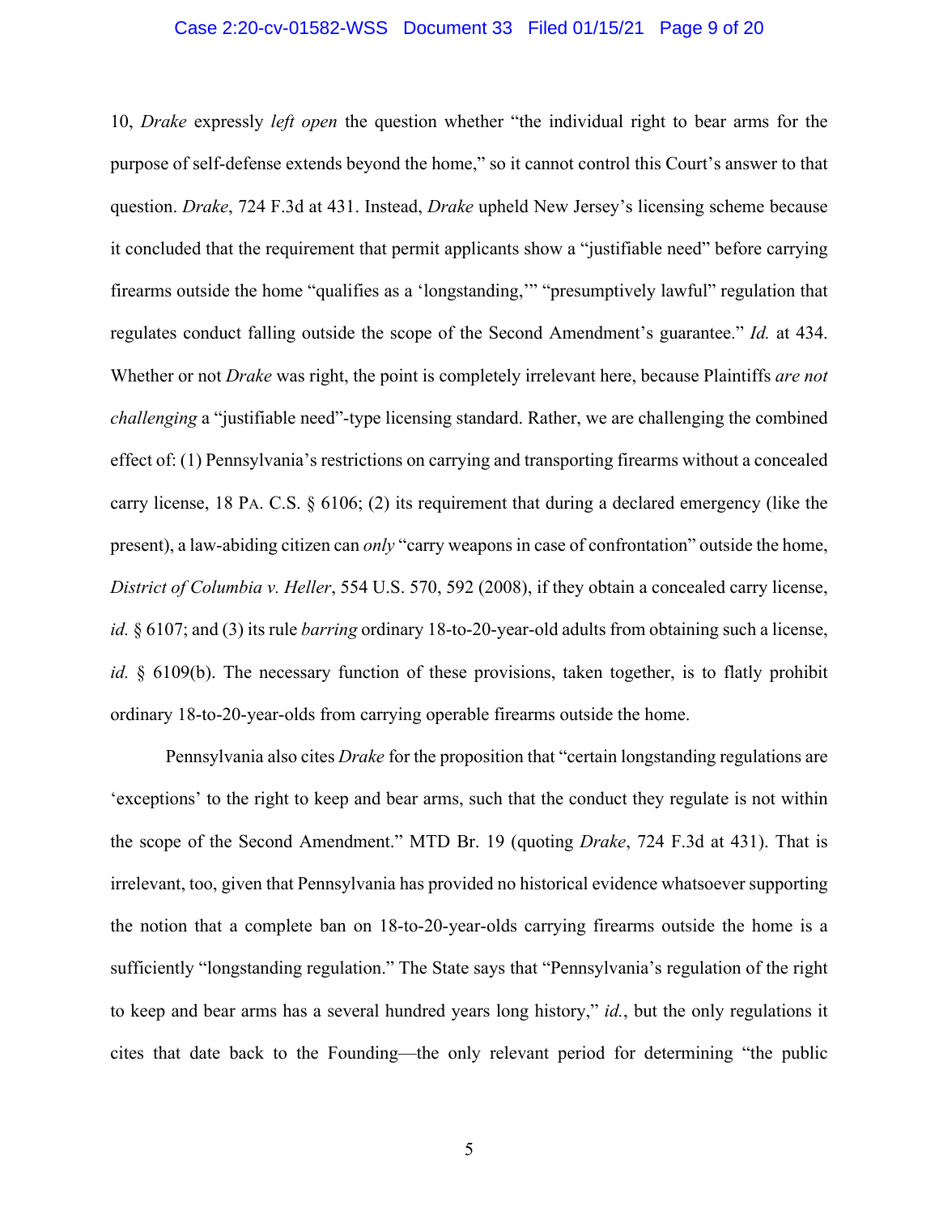10, *Drake* expressly *left open* the question whether "the individual right to bear arms for the purpose of self-defense extends beyond the home," so it cannot control this Court's answer to that question. *Drake*, 724 F.3d at 431. Instead, *Drake* upheld New Jersey's licensing scheme because it concluded that the requirement that permit applicants show a "justifiable need" before carrying firearms outside the home "qualifies as a 'longstanding,'" "presumptively lawful" regulation that regulates conduct falling outside the scope of the Second Amendment's guarantee." *Id.* at 434. Whether or not *Drake* was right, the point is completely irrelevant here, because Plaintiffs *are not challenging* a "justifiable need"-type licensing standard. Rather, we are challenging the combined effect of: (1) Pennsylvania's restrictions on carrying and transporting firearms without a concealed carry license, 18 PA. C.S. § 6106; (2) its requirement that during a declared emergency (like the present), a law-abiding citizen can *only* "carry weapons in case of confrontation" outside the home, *District of Columbia v. Heller*, 554 U.S. 570, 592 (2008), if they obtain a concealed carry license, *id.* § 6107; and (3) its rule *barring* ordinary 18-to-20-year-old adults from obtaining such a license, *id.* § 6109(b). The necessary function of these provisions, taken together, is to flatly prohibit ordinary 18-to-20-year-olds from carrying operable firearms outside the home.

Pennsylvania also cites *Drake* for the proposition that "certain longstanding regulations are 'exceptions' to the right to keep and bear arms, such that the conduct they regulate is not within the scope of the Second Amendment." MTD Br. 19 (quoting *Drake*, 724 F.3d at 431). That is irrelevant, too, given that Pennsylvania has provided no historical evidence whatsoever supporting the notion that a complete ban on 18-to-20-year-olds carrying firearms outside the home is a sufficiently "longstanding regulation." The State says that "Pennsylvania's regulation of the right to keep and bear arms has a several hundred years long history," *id.*, but the only regulations it cites that date back to the Founding—the only relevant period for determining "the public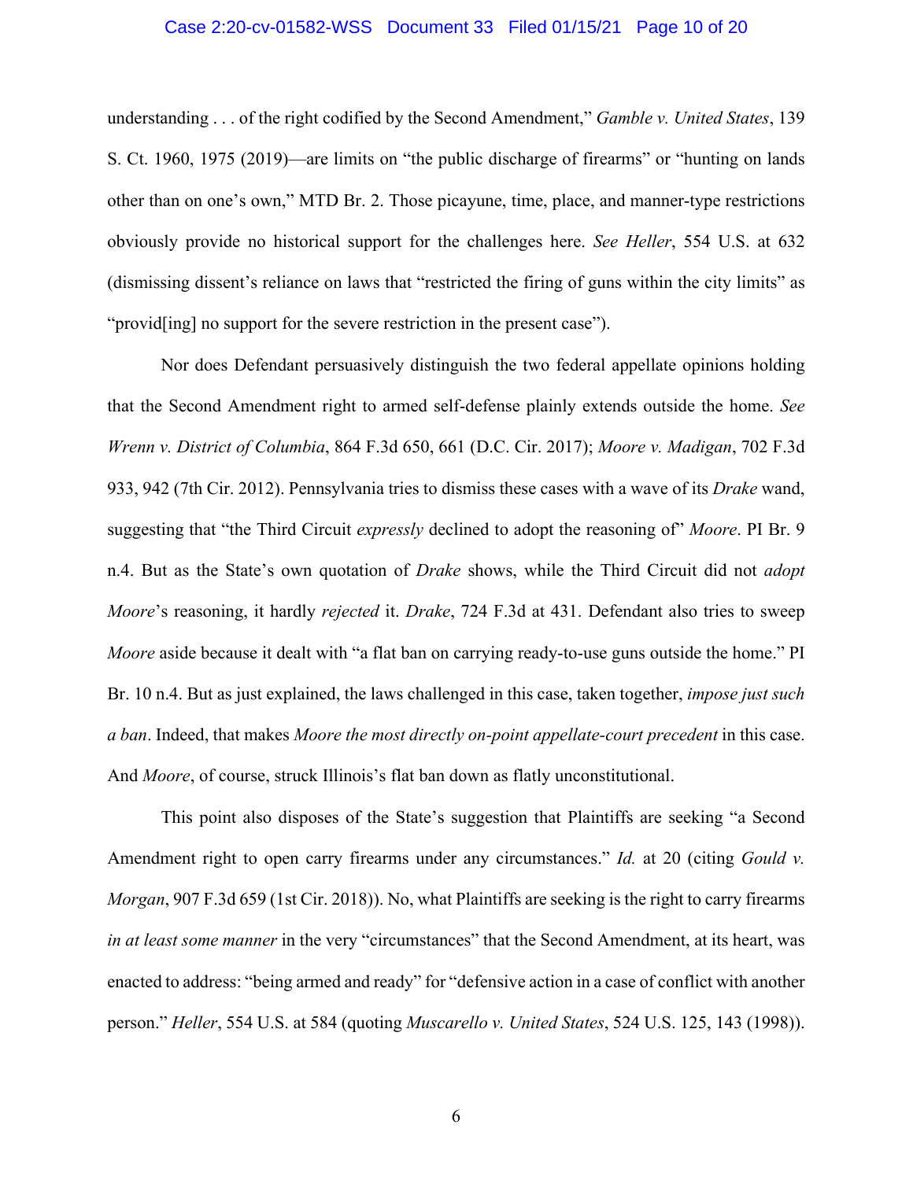understanding . . . of the right codified by the Second Amendment," *Gamble v. United States*, 139 S. Ct. 1960, 1975 (2019)—are limits on "the public discharge of firearms" or "hunting on lands other than on one's own," MTD Br. 2. Those picayune, time, place, and manner-type restrictions obviously provide no historical support for the challenges here. *See Heller*, 554 U.S. at 632 (dismissing dissent's reliance on laws that "restricted the firing of guns within the city limits" as "provid[ing] no support for the severe restriction in the present case").

Nor does Defendant persuasively distinguish the two federal appellate opinions holding that the Second Amendment right to armed self-defense plainly extends outside the home. *See Wrenn v. District of Columbia*, 864 F.3d 650, 661 (D.C. Cir. 2017); *Moore v. Madigan*, 702 F.3d 933, 942 (7th Cir. 2012). Pennsylvania tries to dismiss these cases with a wave of its *Drake* wand, suggesting that "the Third Circuit *expressly* declined to adopt the reasoning of" *Moore*. PI Br. 9 n.4. But as the State's own quotation of *Drake* shows, while the Third Circuit did not *adopt* *Moore*'s reasoning, it hardly *rejected* it. *Drake*, 724 F.3d at 431. Defendant also tries to sweep *Moore* aside because it dealt with "a flat ban on carrying ready-to-use guns outside the home." PI Br. 10 n.4. But as just explained, the laws challenged in this case, taken together, *impose just such a ban*. Indeed, that makes *Moore the most directly on-point appellate-court precedent* in this case. And *Moore*, of course, struck Illinois's flat ban down as flatly unconstitutional.

This point also disposes of the State's suggestion that Plaintiffs are seeking "a Second Amendment right to open carry firearms under any circumstances." *Id.* at 20 (citing *Gould v. Morgan*, 907 F.3d 659 (1st Cir. 2018)). No, what Plaintiffs are seeking is the right to carry firearms *in at least some manner* in the very "circumstances" that the Second Amendment, at its heart, was enacted to address: "being armed and ready" for "defensive action in a case of conflict with another person." *Heller*, 554 U.S. at 584 (quoting *Muscarello v. United States*, 524 U.S. 125, 143 (1998)).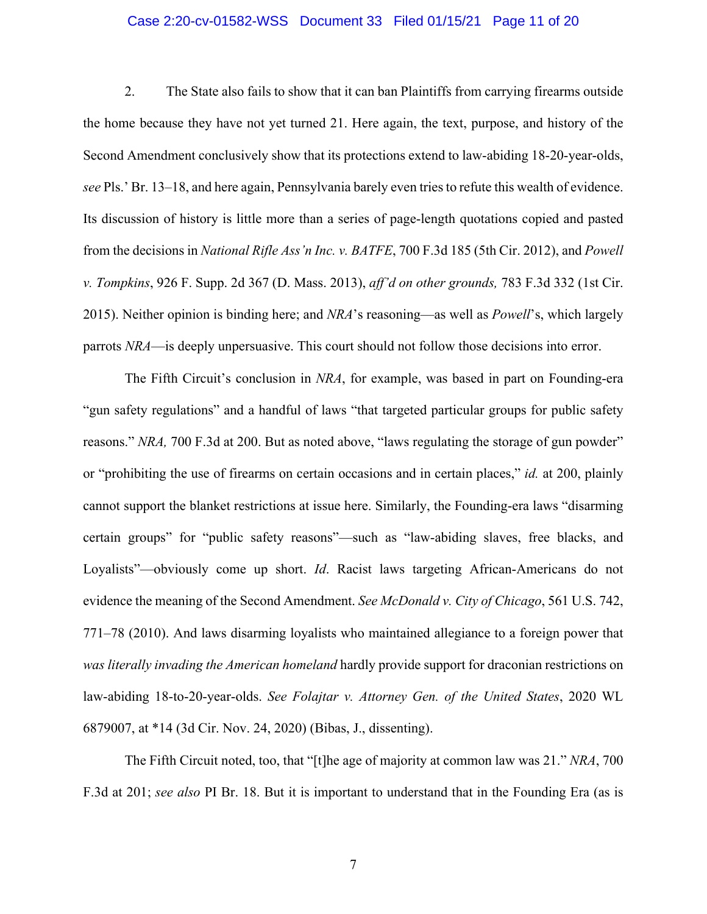2. The State also fails to show that it can ban Plaintiffs from carrying firearms outside the home because they have not yet turned 21. Here again, the text, purpose, and history of the Second Amendment conclusively show that its protections extend to law-abiding 18-20-year-olds, *see* Pls.' Br. 13–18, and here again, Pennsylvania barely even tries to refute this wealth of evidence. Its discussion of history is little more than a series of page-length quotations copied and pasted from the decisions in *National Rifle Ass'n Inc. v. BATFE*, 700 F.3d 185 (5th Cir. 2012), and *Powell v. Tompkins*, 926 F. Supp. 2d 367 (D. Mass. 2013), *aff'd on other grounds,* 783 F.3d 332 (1st Cir. 2015). Neither opinion is binding here; and *NRA*'s reasoning—as well as *Powell*'s, which largely parrots *NRA*—is deeply unpersuasive. This court should not follow those decisions into error.

The Fifth Circuit's conclusion in *NRA*, for example, was based in part on Founding-era "gun safety regulations" and a handful of laws "that targeted particular groups for public safety reasons." *NRA,* 700 F.3d at 200. But as noted above, "laws regulating the storage of gun powder" or "prohibiting the use of firearms on certain occasions and in certain places," *id.* at 200, plainly cannot support the blanket restrictions at issue here. Similarly, the Founding-era laws "disarming certain groups" for "public safety reasons"—such as "law-abiding slaves, free blacks, and Loyalists"—obviously come up short. *Id*. Racist laws targeting African-Americans do not evidence the meaning of the Second Amendment. *See McDonald v. City of Chicago*, 561 U.S. 742, 771–78 (2010). And laws disarming loyalists who maintained allegiance to a foreign power that *was literally invading the American homeland* hardly provide support for draconian restrictions on law-abiding 18-to-20-year-olds. *See Folajtar v. Attorney Gen. of the United States*, 2020 WL 6879007, at *14 (3d Cir. Nov. 24, 2020) (Bibas, J., dissenting).

The Fifth Circuit noted, too, that "[t]he age of majority at common law was 21." *NRA*, 700 F.3d at 201; *see also* PI Br. 18. But it is important to understand that in the Founding Era (as is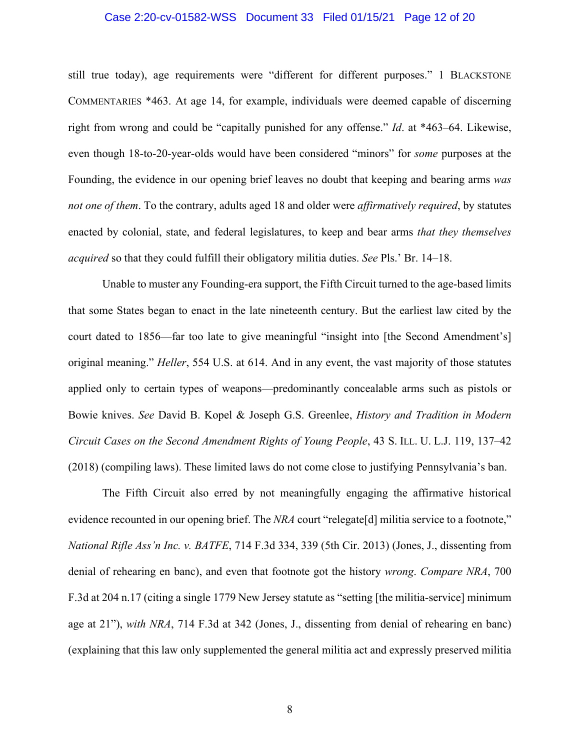still true today), age requirements were "different for different purposes." 1 BLACKSTONE COMMENTARIES *463. At age 14, for example, individuals were deemed capable of discerning right from wrong and could be "capitally punished for any offense." *Id*. at *463–64. Likewise, even though 18-to-20-year-olds would have been considered "minors" for *some* purposes at the Founding, the evidence in our opening brief leaves no doubt that keeping and bearing arms *was not one of them*. To the contrary, adults aged 18 and older were *affirmatively required*, by statutes enacted by colonial, state, and federal legislatures, to keep and bear arms *that they themselves acquired* so that they could fulfill their obligatory militia duties. *See* Pls.' Br. 14–18.

Unable to muster any Founding-era support, the Fifth Circuit turned to the age-based limits that some States began to enact in the late nineteenth century. But the earliest law cited by the court dated to 1856—far too late to give meaningful "insight into [the Second Amendment's] original meaning." *Heller*, 554 U.S. at 614. And in any event, the vast majority of those statutes applied only to certain types of weapons—predominantly concealable arms such as pistols or Bowie knives. *See* David B. Kopel & Joseph G.S. Greenlee, *History and Tradition in Modern Circuit Cases on the Second Amendment Rights of Young People*, 43 S. ILL. U. L.J. 119, 137–42 (2018) (compiling laws). These limited laws do not come close to justifying Pennsylvania's ban.

The Fifth Circuit also erred by not meaningfully engaging the affirmative historical evidence recounted in our opening brief. The *NRA* court "relegate[d] militia service to a footnote," *National Rifle Ass'n Inc. v. BATFE*, 714 F.3d 334, 339 (5th Cir. 2013) (Jones, J., dissenting from denial of rehearing en banc), and even that footnote got the history *wrong*. *Compare NRA*, 700 F.3d at 204 n.17 (citing a single 1779 New Jersey statute as "setting [the militia-service] minimum age at 21"), *with NRA*, 714 F.3d at 342 (Jones, J., dissenting from denial of rehearing en banc) (explaining that this law only supplemented the general militia act and expressly preserved militia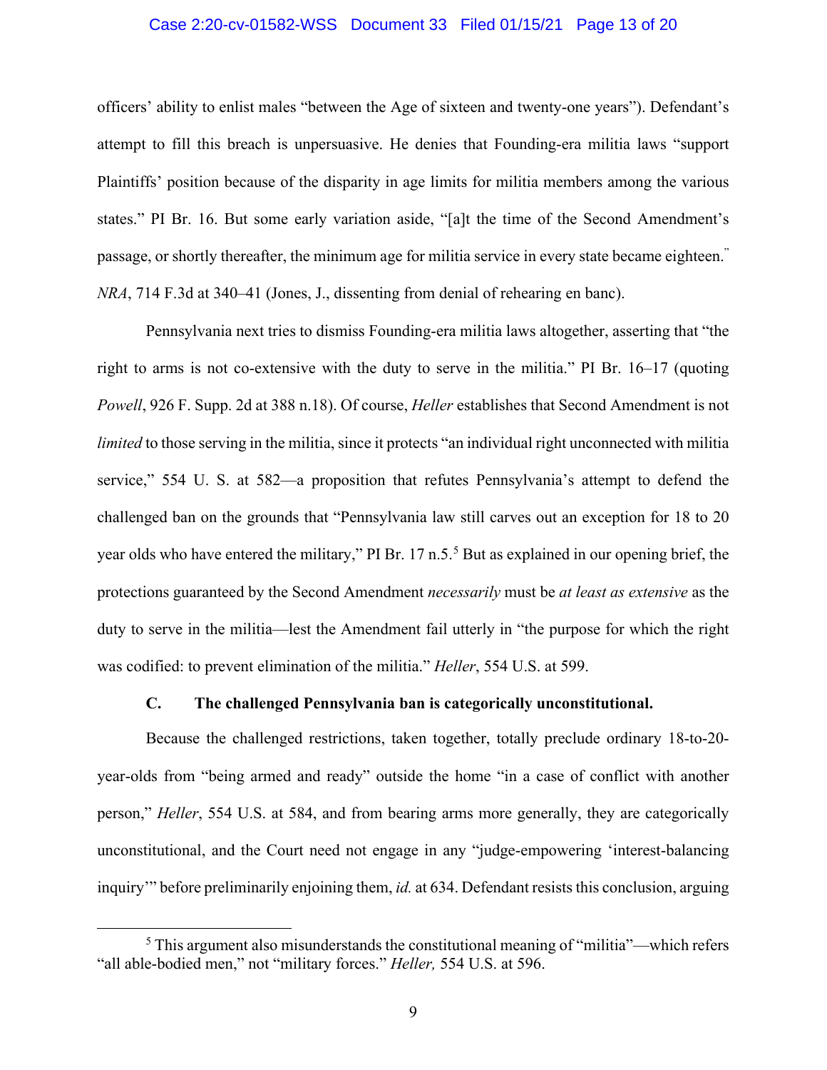officers' ability to enlist males "between the Age of sixteen and twenty-one years"). Defendant's attempt to fill this breach is unpersuasive. He denies that Founding-era militia laws "support Plaintiffs' position because of the disparity in age limits for militia members among the various states." PI Br. 16. But some early variation aside, "[a]t the time of the Second Amendment's passage, or shortly thereafter, the minimum age for militia service in every state became eighteen." *NRA*, 714 F.3d at 340–41 (Jones, J., dissenting from denial of rehearing en banc).

Pennsylvania next tries to dismiss Founding-era militia laws altogether, asserting that "the right to arms is not co-extensive with the duty to serve in the militia." PI Br. 16–17 (quoting *Powell*, 926 F. Supp. 2d at 388 n.18). Of course, *Heller* establishes that Second Amendment is not *limited* to those serving in the militia, since it protects "an individual right unconnected with militia service," 554 U. S. at 582—a proposition that refutes Pennsylvania's attempt to defend the challenged ban on the grounds that "Pennsylvania law still carves out an exception for 18 to 20 year olds who have entered the military," PI Br. 17 n.5.[5] But as explained in our opening brief, the protections guaranteed by the Second Amendment *necessarily* must be *at least as extensive* as the duty to serve in the militia—lest the Amendment fail utterly in "the purpose for which the right was codified: to prevent elimination of the militia." *Heller*, 554 U.S. at 599.

### C. The challenged Pennsylvania ban is categorically unconstitutional.

Because the challenged restrictions, taken together, totally preclude ordinary 18-to-20-year-olds from "being armed and ready" outside the home "in a case of conflict with another person," *Heller*, 554 U.S. at 584, and from bearing arms more generally, they are categorically unconstitutional, and the Court need not engage in any "judge-empowering 'interest-balancing inquiry'" before preliminarily enjoining them, *id.* at 634. Defendant resists this conclusion, arguing

---

[5] This argument also misunderstands the constitutional meaning of "militia"—which refers "all able-bodied men," not "military forces." *Heller,* 554 U.S. at 596.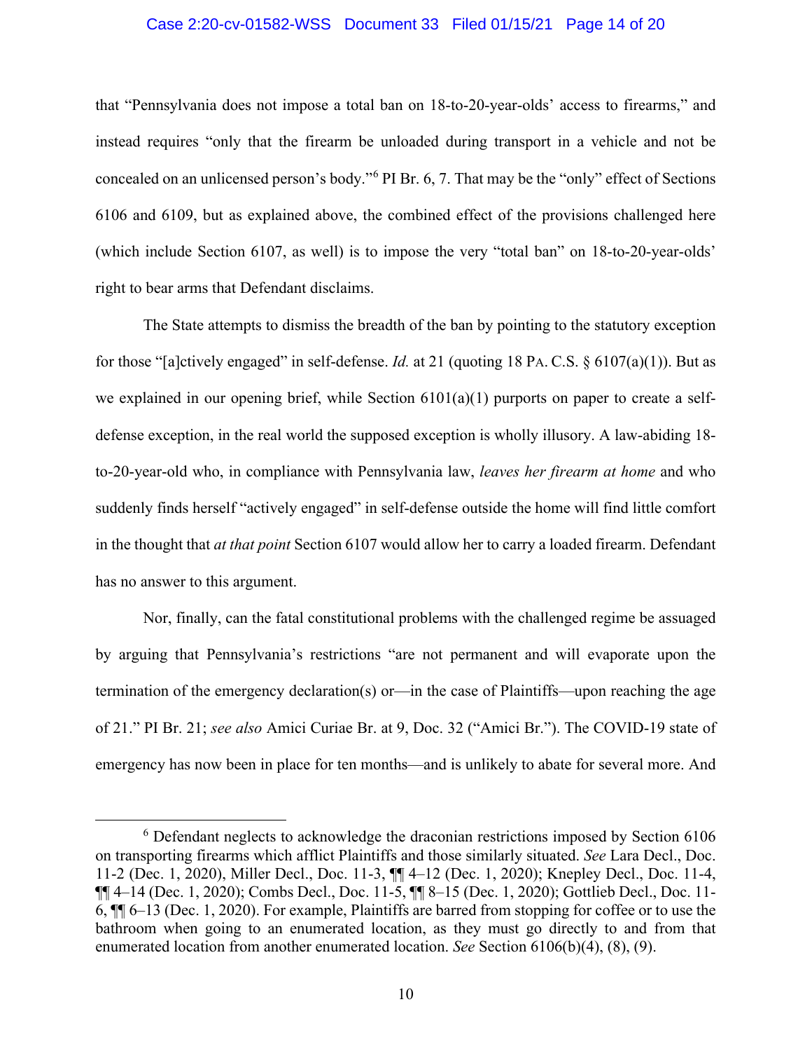that "Pennsylvania does not impose a total ban on 18-to-20-year-olds' access to firearms," and instead requires "only that the firearm be unloaded during transport in a vehicle and not be concealed on an unlicensed person's body."[6] PI Br. 6, 7. That may be the "only" effect of Sections 6106 and 6109, but as explained above, the combined effect of the provisions challenged here (which include Section 6107, as well) is to impose the very "total ban" on 18-to-20-year-olds' right to bear arms that Defendant disclaims.

The State attempts to dismiss the breadth of the ban by pointing to the statutory exception for those "[a]ctively engaged" in self-defense. *Id.* at 21 (quoting 18 PA. C.S. § 6107(a)(1)). But as we explained in our opening brief, while Section 6101(a)(1) purports on paper to create a self-defense exception, in the real world the supposed exception is wholly illusory. A law-abiding 18-to-20-year-old who, in compliance with Pennsylvania law, *leaves her firearm at home* and who suddenly finds herself "actively engaged" in self-defense outside the home will find little comfort in the thought that *at that point* Section 6107 would allow her to carry a loaded firearm. Defendant has no answer to this argument.

Nor, finally, can the fatal constitutional problems with the challenged regime be assuaged by arguing that Pennsylvania's restrictions "are not permanent and will evaporate upon the termination of the emergency declaration(s) or—in the case of Plaintiffs—upon reaching the age of 21." PI Br. 21; *see also* Amici Curiae Br. at 9, Doc. 32 ("Amici Br."). The COVID-19 state of emergency has now been in place for ten months—and is unlikely to abate for several more. And

---

[6] Defendant neglects to acknowledge the draconian restrictions imposed by Section 6106 on transporting firearms which afflict Plaintiffs and those similarly situated. *See* Lara Decl., Doc. 11-2 (Dec. 1, 2020), Miller Decl., Doc. 11-3, ¶¶ 4–12 (Dec. 1, 2020); Knepley Decl., Doc. 11-4, ¶¶ 4–14 (Dec. 1, 2020); Combs Decl., Doc. 11-5, ¶¶ 8–15 (Dec. 1, 2020); Gottlieb Decl., Doc. 11-6, ¶¶ 6–13 (Dec. 1, 2020). For example, Plaintiffs are barred from stopping for coffee or to use the bathroom when going to an enumerated location, as they must go directly to and from that enumerated location from another enumerated location. *See* Section 6106(b)(4), (8), (9).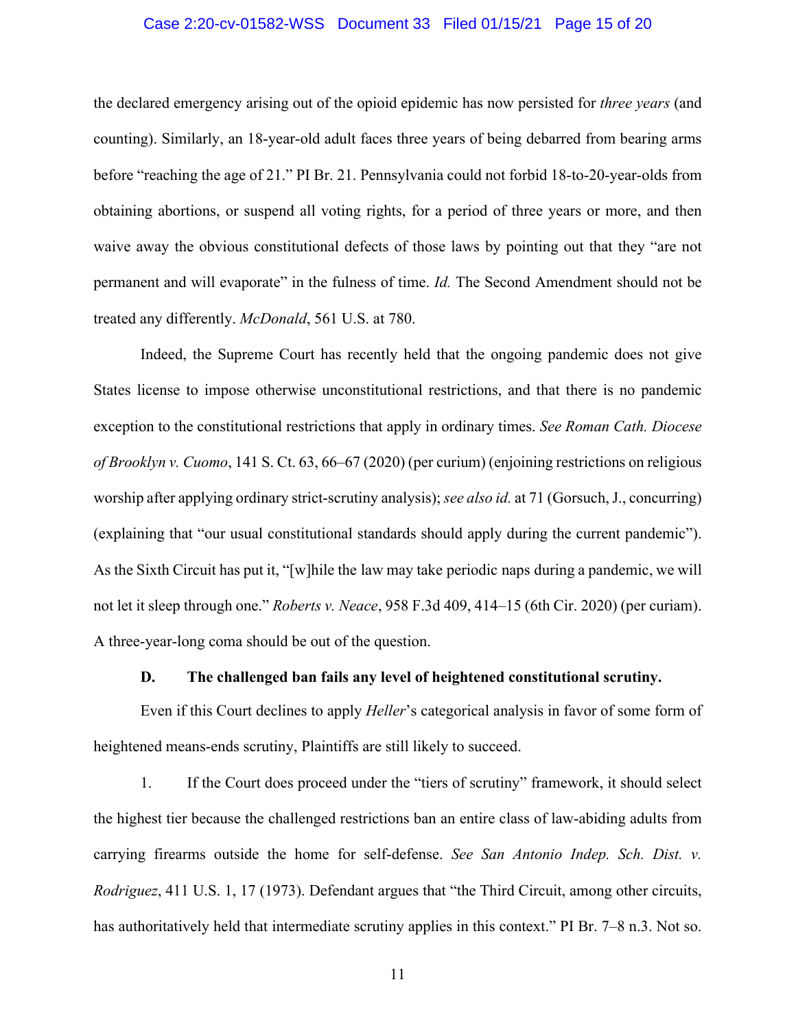the declared emergency arising out of the opioid epidemic has now persisted for *three years* (and counting). Similarly, an 18-year-old adult faces three years of being debarred from bearing arms before "reaching the age of 21." PI Br. 21. Pennsylvania could not forbid 18-to-20-year-olds from obtaining abortions, or suspend all voting rights, for a period of three years or more, and then waive away the obvious constitutional defects of those laws by pointing out that they "are not permanent and will evaporate" in the fulness of time. *Id.* The Second Amendment should not be treated any differently. *McDonald*, 561 U.S. at 780.

Indeed, the Supreme Court has recently held that the ongoing pandemic does not give States license to impose otherwise unconstitutional restrictions, and that there is no pandemic exception to the constitutional restrictions that apply in ordinary times. *See Roman Cath. Diocese of Brooklyn v. Cuomo*, 141 S. Ct. 63, 66–67 (2020) (per curium) (enjoining restrictions on religious worship after applying ordinary strict-scrutiny analysis); *see also id.* at 71 (Gorsuch, J., concurring) (explaining that "our usual constitutional standards should apply during the current pandemic"). As the Sixth Circuit has put it, "[w]hile the law may take periodic naps during a pandemic, we will not let it sleep through one." *Roberts v. Neace*, 958 F.3d 409, 414–15 (6th Cir. 2020) (per curiam). A three-year-long coma should be out of the question.

### D. The challenged ban fails any level of heightened constitutional scrutiny.

Even if this Court declines to apply *Heller*'s categorical analysis in favor of some form of heightened means-ends scrutiny, Plaintiffs are still likely to succeed.

1. If the Court does proceed under the "tiers of scrutiny" framework, it should select the highest tier because the challenged restrictions ban an entire class of law-abiding adults from carrying firearms outside the home for self-defense. *See San Antonio Indep. Sch. Dist. v. Rodriguez*, 411 U.S. 1, 17 (1973). Defendant argues that "the Third Circuit, among other circuits, has authoritatively held that intermediate scrutiny applies in this context." PI Br. 7–8 n.3. Not so.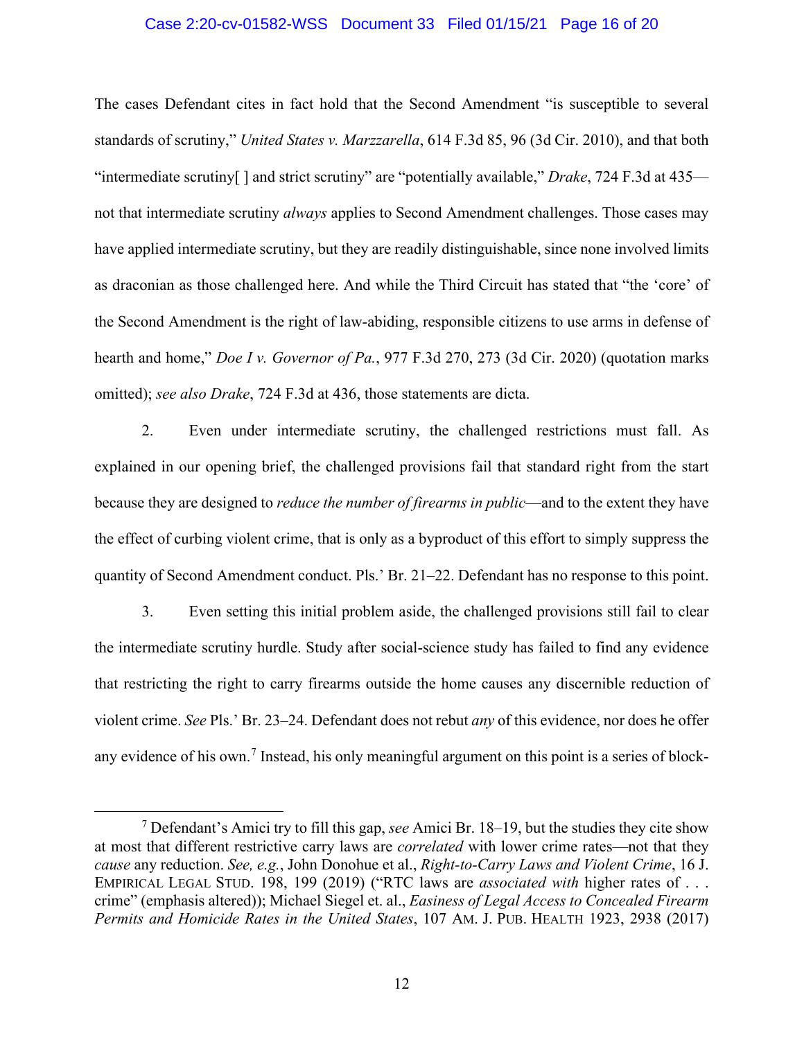The cases Defendant cites in fact hold that the Second Amendment "is susceptible to several standards of scrutiny," *United States v. Marzzarella*, 614 F.3d 85, 96 (3d Cir. 2010), and that both "intermediate scrutiny[ ] and strict scrutiny" are "potentially available," *Drake*, 724 F.3d at 435—not that intermediate scrutiny *always* applies to Second Amendment challenges. Those cases may have applied intermediate scrutiny, but they are readily distinguishable, since none involved limits as draconian as those challenged here. And while the Third Circuit has stated that "the 'core' of the Second Amendment is the right of law-abiding, responsible citizens to use arms in defense of hearth and home," *Doe I v. Governor of Pa.*, 977 F.3d 270, 273 (3d Cir. 2020) (quotation marks omitted); *see also Drake*, 724 F.3d at 436, those statements are dicta.

2. Even under intermediate scrutiny, the challenged restrictions must fall. As explained in our opening brief, the challenged provisions fail that standard right from the start because they are designed to *reduce the number of firearms in public*—and to the extent they have the effect of curbing violent crime, that is only as a byproduct of this effort to simply suppress the quantity of Second Amendment conduct. Pls.' Br. 21–22. Defendant has no response to this point.

3. Even setting this initial problem aside, the challenged provisions still fail to clear the intermediate scrutiny hurdle. Study after social-science study has failed to find any evidence that restricting the right to carry firearms outside the home causes any discernible reduction of violent crime. *See* Pls.' Br. 23–24. Defendant does not rebut *any* of this evidence, nor does he offer any evidence of his own.[7] Instead, his only meaningful argument on this point is a series of block-

---

[7] Defendant's Amici try to fill this gap, *see* Amici Br. 18–19, but the studies they cite show at most that different restrictive carry laws are *correlated* with lower crime rates—not that they *cause* any reduction. *See, e.g.*, John Donohue et al., *Right-to-Carry Laws and Violent Crime*, 16 J. EMPIRICAL LEGAL STUD. 198, 199 (2019) ("RTC laws are *associated with* higher rates of . . . crime" (emphasis altered)); Michael Siegel et. al., *Easiness of Legal Access to Concealed Firearm Permits and Homicide Rates in the United States*, 107 AM. J. PUB. HEALTH 1923, 2938 (2017)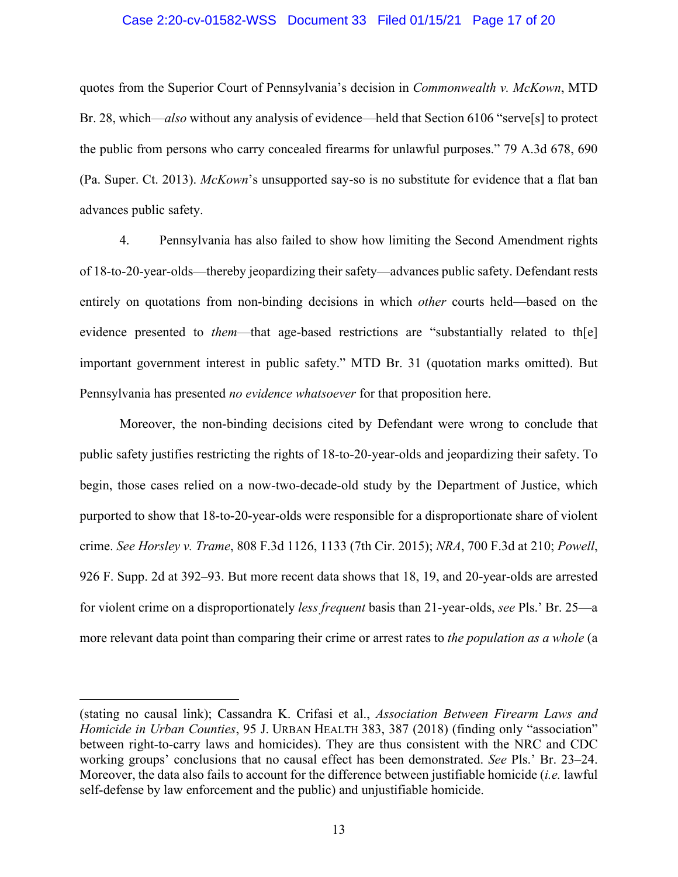quotes from the Superior Court of Pennsylvania's decision in *Commonwealth v. McKown*, MTD Br. 28, which—*also* without any analysis of evidence—held that Section 6106 "serve[s] to protect the public from persons who carry concealed firearms for unlawful purposes." 79 A.3d 678, 690 (Pa. Super. Ct. 2013). *McKown*'s unsupported say-so is no substitute for evidence that a flat ban advances public safety.

4. Pennsylvania has also failed to show how limiting the Second Amendment rights of 18-to-20-year-olds—thereby jeopardizing their safety—advances public safety. Defendant rests entirely on quotations from non-binding decisions in which *other* courts held—based on the evidence presented to *them*—that age-based restrictions are "substantially related to th[e] important government interest in public safety." MTD Br. 31 (quotation marks omitted). But Pennsylvania has presented *no evidence whatsoever* for that proposition here.

Moreover, the non-binding decisions cited by Defendant were wrong to conclude that public safety justifies restricting the rights of 18-to-20-year-olds and jeopardizing their safety. To begin, those cases relied on a now-two-decade-old study by the Department of Justice, which purported to show that 18-to-20-year-olds were responsible for a disproportionate share of violent crime. *See Horsley v. Trame*, 808 F.3d 1126, 1133 (7th Cir. 2015); *NRA*, 700 F.3d at 210; *Powell*, 926 F. Supp. 2d at 392–93. But more recent data shows that 18, 19, and 20-year-olds are arrested for violent crime on a disproportionately *less frequent* basis than 21-year-olds, *see* Pls.' Br. 25—a more relevant data point than comparing their crime or arrest rates to *the population as a whole* (a

---

(stating no causal link); Cassandra K. Crifasi et al., *Association Between Firearm Laws and Homicide in Urban Counties*, 95 J. URBAN HEALTH 383, 387 (2018) (finding only "association" between right-to-carry laws and homicides). They are thus consistent with the NRC and CDC working groups' conclusions that no causal effect has been demonstrated. *See* Pls.' Br. 23–24. Moreover, the data also fails to account for the difference between justifiable homicide (*i.e.* lawful self-defense by law enforcement and the public) and unjustifiable homicide.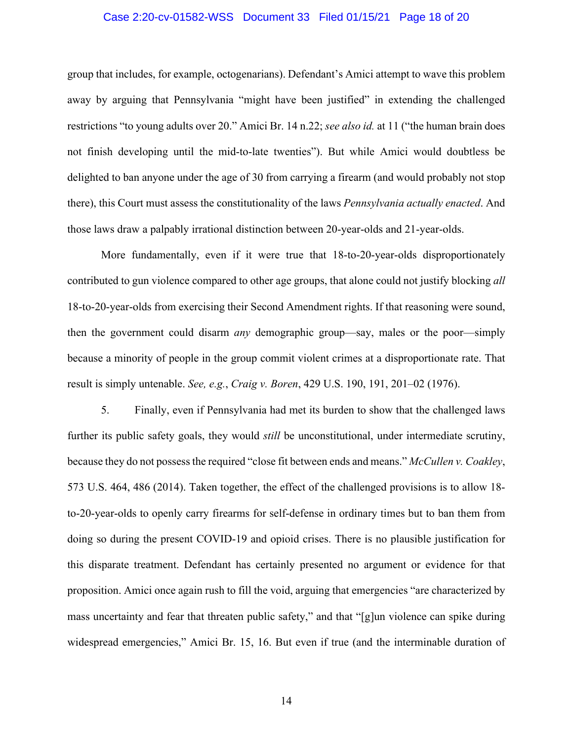group that includes, for example, octogenarians). Defendant's Amici attempt to wave this problem away by arguing that Pennsylvania "might have been justified" in extending the challenged restrictions "to young adults over 20." Amici Br. 14 n.22; *see also id.* at 11 ("the human brain does not finish developing until the mid-to-late twenties"). But while Amici would doubtless be delighted to ban anyone under the age of 30 from carrying a firearm (and would probably not stop there), this Court must assess the constitutionality of the laws *Pennsylvania actually enacted*. And those laws draw a palpably irrational distinction between 20-year-olds and 21-year-olds.

More fundamentally, even if it were true that 18-to-20-year-olds disproportionately contributed to gun violence compared to other age groups, that alone could not justify blocking *all* 18-to-20-year-olds from exercising their Second Amendment rights. If that reasoning were sound, then the government could disarm *any* demographic group—say, males or the poor—simply because a minority of people in the group commit violent crimes at a disproportionate rate. That result is simply untenable. *See, e.g.*, *Craig v. Boren*, 429 U.S. 190, 191, 201–02 (1976).

5. Finally, even if Pennsylvania had met its burden to show that the challenged laws further its public safety goals, they would *still* be unconstitutional, under intermediate scrutiny, because they do not possess the required "close fit between ends and means." *McCullen v. Coakley*, 573 U.S. 464, 486 (2014). Taken together, the effect of the challenged provisions is to allow 18-to-20-year-olds to openly carry firearms for self-defense in ordinary times but to ban them from doing so during the present COVID-19 and opioid crises. There is no plausible justification for this disparate treatment. Defendant has certainly presented no argument or evidence for that proposition. Amici once again rush to fill the void, arguing that emergencies "are characterized by mass uncertainty and fear that threaten public safety," and that "[g]un violence can spike during widespread emergencies," Amici Br. 15, 16. But even if true (and the interminable duration of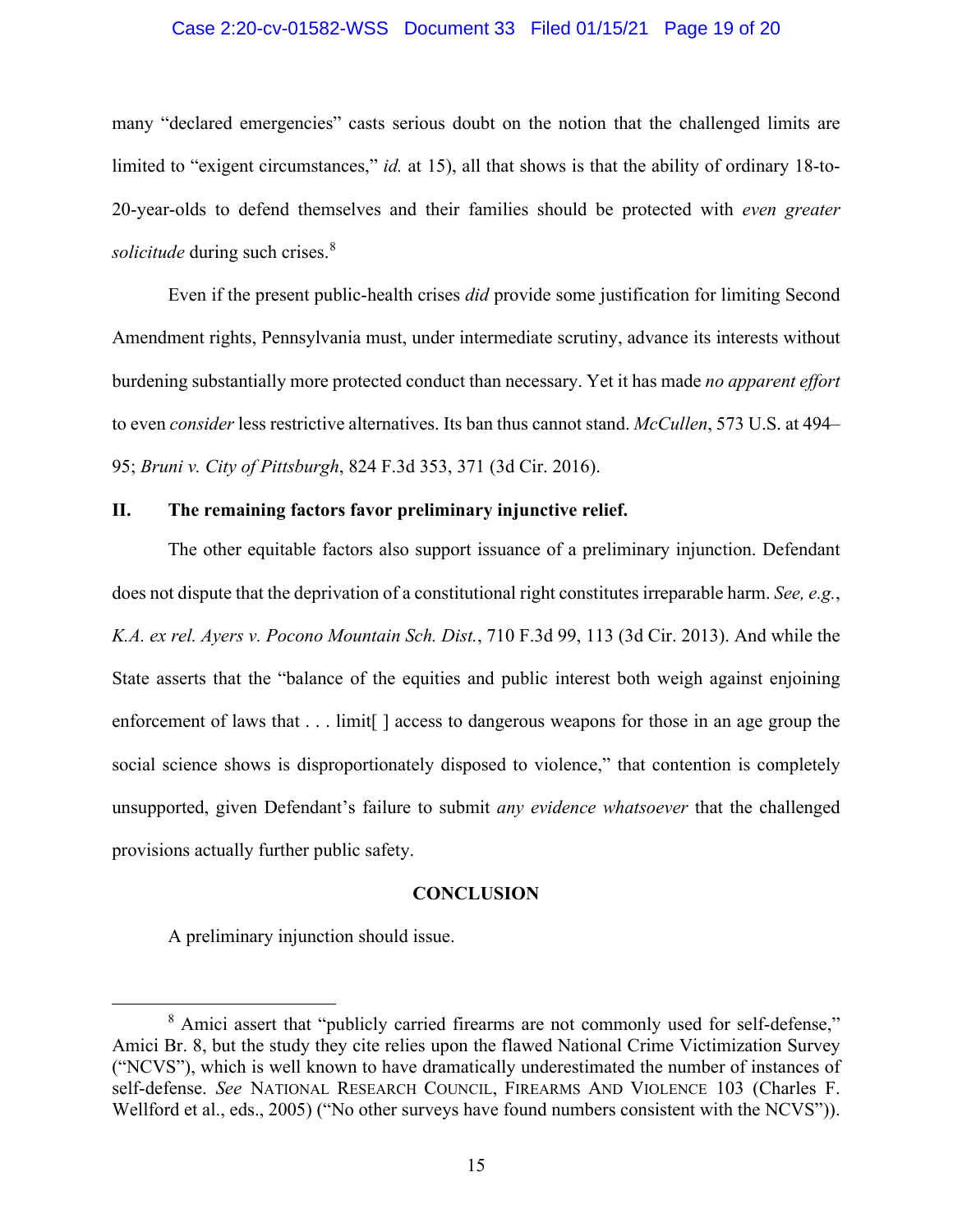many "declared emergencies" casts serious doubt on the notion that the challenged limits are limited to "exigent circumstances," *id.* at 15), all that shows is that the ability of ordinary 18-to-20-year-olds to defend themselves and their families should be protected with *even greater solicitude* during such crises.[8]

Even if the present public-health crises *did* provide some justification for limiting Second Amendment rights, Pennsylvania must, under intermediate scrutiny, advance its interests without burdening substantially more protected conduct than necessary. Yet it has made *no apparent effort* to even *consider* less restrictive alternatives. Its ban thus cannot stand. *McCullen*, 573 U.S. at 494–95; *Bruni v. City of Pittsburgh*, 824 F.3d 353, 371 (3d Cir. 2016).

## II. The remaining factors favor preliminary injunctive relief.

The other equitable factors also support issuance of a preliminary injunction. Defendant does not dispute that the deprivation of a constitutional right constitutes irreparable harm. *See, e.g.*, *K.A. ex rel. Ayers v. Pocono Mountain Sch. Dist.*, 710 F.3d 99, 113 (3d Cir. 2013). And while the State asserts that the "balance of the equities and public interest both weigh against enjoining enforcement of laws that . . . limit[ ] access to dangerous weapons for those in an age group the social science shows is disproportionately disposed to violence," that contention is completely unsupported, given Defendant's failure to submit *any evidence whatsoever* that the challenged provisions actually further public safety.

## CONCLUSION

A preliminary injunction should issue.

[8] Amici assert that "publicly carried firearms are not commonly used for self-defense," Amici Br. 8, but the study they cite relies upon the flawed National Crime Victimization Survey ("NCVS"), which is well known to have dramatically underestimated the number of instances of self-defense. *See* NATIONAL RESEARCH COUNCIL, FIREARMS AND VIOLENCE 103 (Charles F. Wellford et al., eds., 2005) ("No other surveys have found numbers consistent with the NCVS")).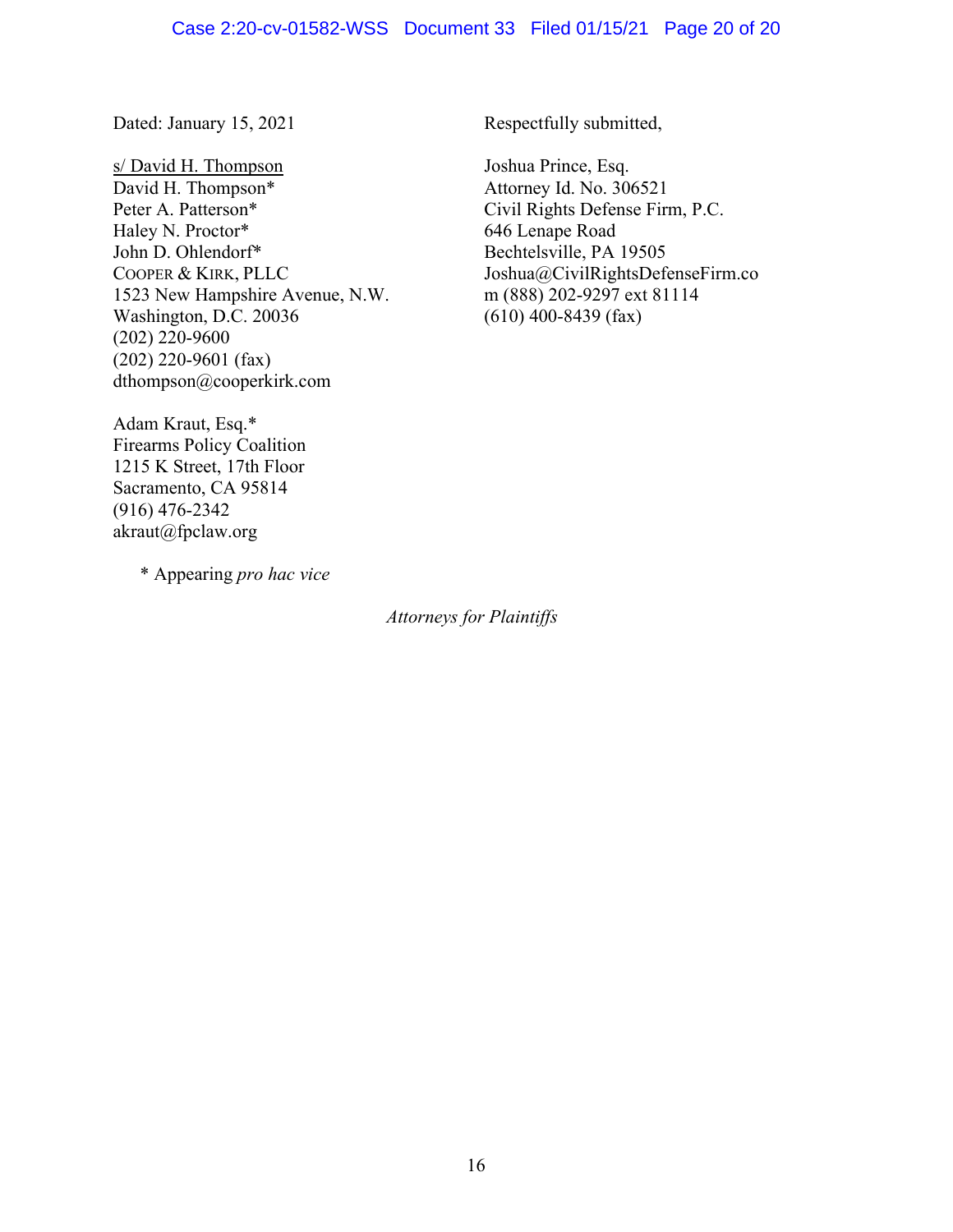Dated: January 15, 2021

Respectfully submitted,

s/ David H. Thompson
David H. Thompson*
Peter A. Patterson*
Haley N. Proctor*
John D. Ohlendorf*
COOPER & KIRK, PLLC
1523 New Hampshire Avenue, N.W.
Washington, D.C. 20036
(202) 220-9600
(202) 220-9601 (fax)
dthompson@cooperkirk.com

Adam Kraut, Esq.*
Firearms Policy Coalition
1215 K Street, 17th Floor
Sacramento, CA 95814
(916) 476-2342
akraut@fpclaw.org

\* Appearing *pro hac vice*

Joshua Prince, Esq.
Attorney Id. No. 306521
Civil Rights Defense Firm, P.C.
646 Lenape Road
Bechtelsville, PA 19505
Joshua@CivilRightsDefenseFirm.com (888) 202-9297 ext 81114
(610) 400-8439 (fax)

*Attorneys for Plaintiffs*